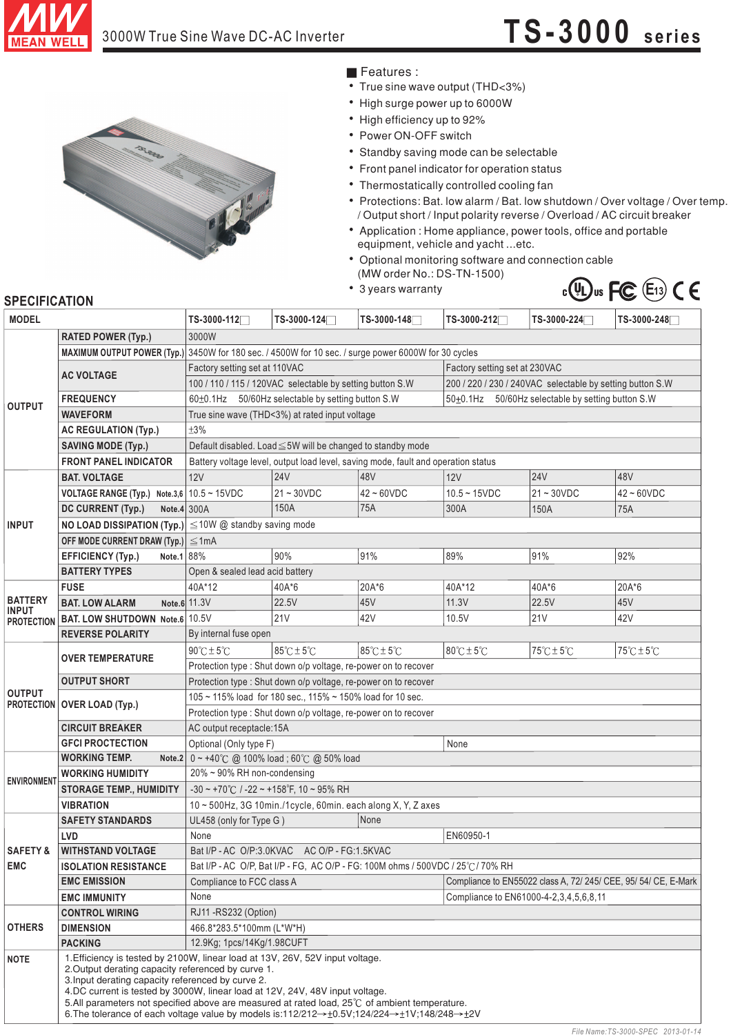# 3000W True Sine Wave DC-AC Inverter

## TS-3000 series

■ Features :

- True sine wave output (THD<3%)
- High surge power up to 6000W
- High efficiency up to 92%
- Power ON-OFF switch
- Standby saving mode can be selectable
- Front panel indicator for operation status
- Thermostatically controlled cooling fan
- Protections: Bat. low alarm / Bat. low shutdown / Over voltage / Over temp. / Output short / Input polarity reverse / Overload / AC circuit breaker
- Application : Home appliance, power tools, office and portable equipment, vehicle and yacht ...etc.
- Optional monitoring software and connection cable (MW order No.: DS-TN-1500)
- 3 years warranty

## SPECIFICATION

| MODEL | | TS-3000-112□ | TS-3000-124□ | TS-3000-148□ | TS-3000-212□ | TS-3000-224□ | TS-3000-248□ |
|---|---|---|---|---|---|---|---|
| OUTPUT | RATED POWER (Typ.) | 3000W | | | | | |
| | MAXIMUM OUTPUT POWER (Typ.) | 3450W for 180 sec. / 4500W for 10 sec. / surge power 6000W for 30 cycles | | | | | |
| | AC VOLTAGE | Factory setting set at 110VAC | | | Factory setting set at 230VAC | | |
| | | 100 / 110 / 115 / 120VAC selectable by setting button S.W | | | 200 / 220 / 230 / 240VAC selectable by setting button S.W | | |
| | FREQUENCY | 60±0.1Hz 50/60Hz selectable by setting button S.W | | | 50±0.1Hz 50/60Hz selectable by setting button S.W | | |
| | WAVEFORM | True sine wave (THD<3%) at rated input voltage | | | | | |
| | AC REGULATION (Typ.) | ±3% | | | | | |
| | SAVING MODE (Typ.) | Default disabled. Load≦5W will be changed to standby mode | | | | | |
| | FRONT PANEL INDICATOR | Battery voltage level, output load level, saving mode, fault and operation status | | | | | |
| INPUT | BAT. VOLTAGE | 12V | 24V | 48V | 12V | 24V | 48V |
| | VOLTAGE RANGE (Typ.) Note.3,6 | 10.5 ~ 15VDC | 21 ~ 30VDC | 42 ~ 60VDC | 10.5 ~ 15VDC | 21 ~ 30VDC | 42 ~ 60VDC |
| | DC CURRENT (Typ.) Note.4 | 300A | 150A | 75A | 300A | 150A | 75A |
| | NO LOAD DISSIPATION (Typ.) | ≦10W @ standby saving mode | | | | | |
| | OFF MODE CURRENT DRAW (Typ.) | ≦1mA | | | | | |
| | EFFICIENCY (Typ.) Note.1 | 88% | 90% | 91% | 89% | 91% | 92% |
| | BATTERY TYPES | Open & sealed lead acid battery | | | | | |
| BATTERY INPUT PROTECTION | FUSE | 40A*12 | 40A*6 | 20A*6 | 40A*12 | 40A*6 | 20A*6 |
| | BAT. LOW ALARM Note.6 | 11.3V | 22.5V | 45V | 11.3V | 22.5V | 45V |
| | BAT. LOW SHUTDOWN Note.6 | 10.5V | 21V | 42V | 10.5V | 21V | 42V |
| | REVERSE POLARITY | By internal fuse open | | | | | |
| OUTPUT PROTECTION | OVER TEMPERATURE | 90℃±5℃ | 85℃±5℃ | 85℃±5℃ | 80℃±5℃ | 75℃±5℃ | 75℃±5℃ |
| | | Protection type : Shut down o/p voltage, re-power on to recover | | | | | |
| | OUTPUT SHORT | Protection type : Shut down o/p voltage, re-power on to recover | | | | | |
| | OVER LOAD (Typ.) | 105 ~ 115% load for 180 sec., 115% ~ 150% load for 10 sec. | | | | | |
| | | Protection type : Shut down o/p voltage, re-power on to recover | | | | | |
| | CIRCUIT BREAKER | AC output receptacle:15A | | | | | |
| | GFCI PROCTECTION | Optional (Only type F) | | | None | | |
| ENVIRONMENT | WORKING TEMP. Note.2 | 0 ~ +40℃ @ 100% load ; 60℃ @ 50% load | | | | | |
| | WORKING HUMIDITY | 20% ~ 90% RH non-condensing | | | | | |
| | STORAGE TEMP., HUMIDITY | -30 ~ +70℃ / -22 ~ +158°F, 10 ~ 95% RH | | | | | |
| | VIBRATION | 10 ~ 500Hz, 3G 10min./1cycle, 60min. each along X, Y, Z axes | | | | | |
| SAFETY & EMC | SAFETY STANDARDS | UL458 (only for Type G ) | | None | | | |
| | LVD | None | | | EN60950-1 | | |
| | WITHSTAND VOLTAGE | Bat I/P - AC O/P:3.0KVAC AC O/P - FG:1.5KVAC | | | | | |
| | ISOLATION RESISTANCE | Bat I/P - AC O/P, Bat I/P - FG, AC O/P - FG: 100M ohms / 500VDC / 25℃/ 70% RH | | | | | |
| | EMC EMISSION | Compliance to FCC class A | | | Compliance to EN55022 class A, 72/ 245/ CEE, 95/ 54/ CE, E-Mark | | |
| | EMC IMMUNITY | None | | | Compliance to EN61000-4-2,3,4,5,6,8,11 | | |
| OTHERS | CONTROL WIRING | RJ11 -RS232 (Option) | | | | | |
| | DIMENSION | 466.8*283.5*100mm (L*W*H) | | | | | |
| | PACKING | 12.9Kg; 1pcs/14Kg/1.98CUFT | | | | | |

**NOTE**

1. Efficiency is tested by 2100W, linear load at 13V, 26V, 52V input voltage.
2. Output derating capacity referenced by curve 1.
3. Input derating capacity referenced by curve 2.
4. DC current is tested by 3000W, linear load at 12V, 24V, 48V input voltage.
5. All parameters not specified above are measured at rated load, 25℃ of ambient temperature.
6. The tolerance of each voltage value by models is:112/212→±0.5V;124/224→±1V;148/248→±2V

File Name:TS-3000-SPEC 2013-01-14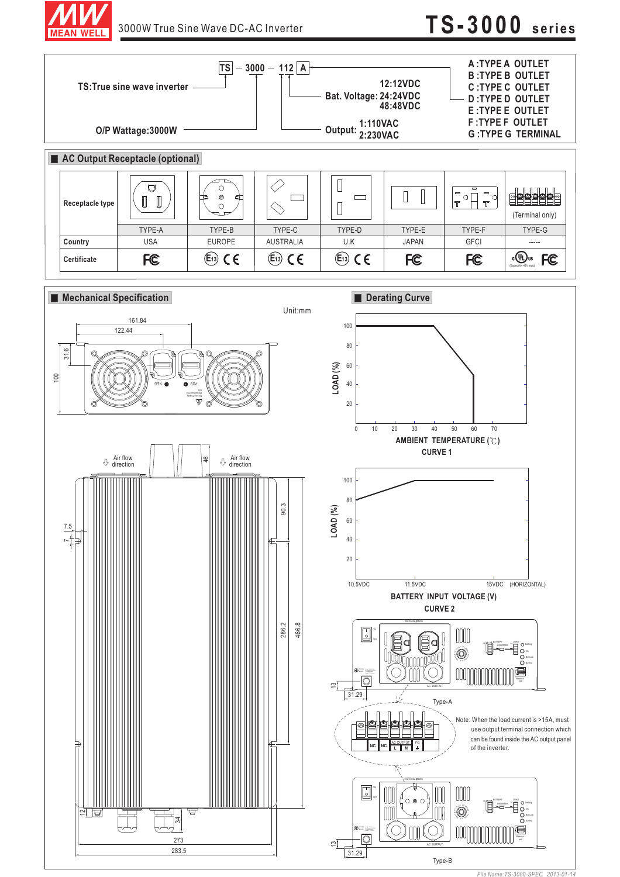MEAN WELL

3000W True Sine Wave DC-AC Inverter

# TS-3000 series

TS – 3000 – 112 A

TS:True sine wave inverter

O/P Wattage:3000W

Bat. Voltage: 12:12VDC, 24:24VDC, 48:48VDC

Output: 1:110VAC, 2:230VAC

A :TYPE A OUTLET
B :TYPE B OUTLET
C :TYPE C OUTLET
D :TYPE D OUTLET
E :TYPE E OUTLET
F :TYPE F OUTLET
G :TYPE G TERMINAL

## AC Output Receptacle (optional)

| Receptacle type | TYPE-A | TYPE-B | TYPE-C | TYPE-D | TYPE-E | TYPE-F | TYPE-G (Terminal only) |
|---|---|---|---|---|---|---|---|
| Country | USA | EUROPE | AUSTRALIA | U.K | JAPAN | GFCI | ----- |
| Certificate | FC | E13 CE | E13 CE | E13 CE | FC | FC | cULus FC (Expect for 48V input) |

## Mechanical Specification

Unit:mm

161.84
122.44
31.6
100
NEG
POS
Air flow direction
Air flow direction
46
90.3
7.5
7
286.2
466.8
12
34
273
283.5

## Derating Curve

100
80
60
40
20
LOAD (%)
0
10
20
30
40
50
60
70
AMBIENT TEMPERATURE (℃)
CURVE 1

100
80
60
40
20
LOAD (%)
10.5VDC
11.5VDC
15VDC (HORIZONTAL)
BATTERY INPUT VOLTAGE (V)
CURVE 2

AC Receptacle
AC OUTPUT
13
31.29
Type-A

NC NC AC OUTPUT L N FG

Note: When the load current is >15A, must use output terminal connection which can be found inside the AC output panel of the inverter.

AC Receptacle
AC OUTPUT
13
31.29
Type-B

File Name:TS-3000-SPEC 2013-01-14